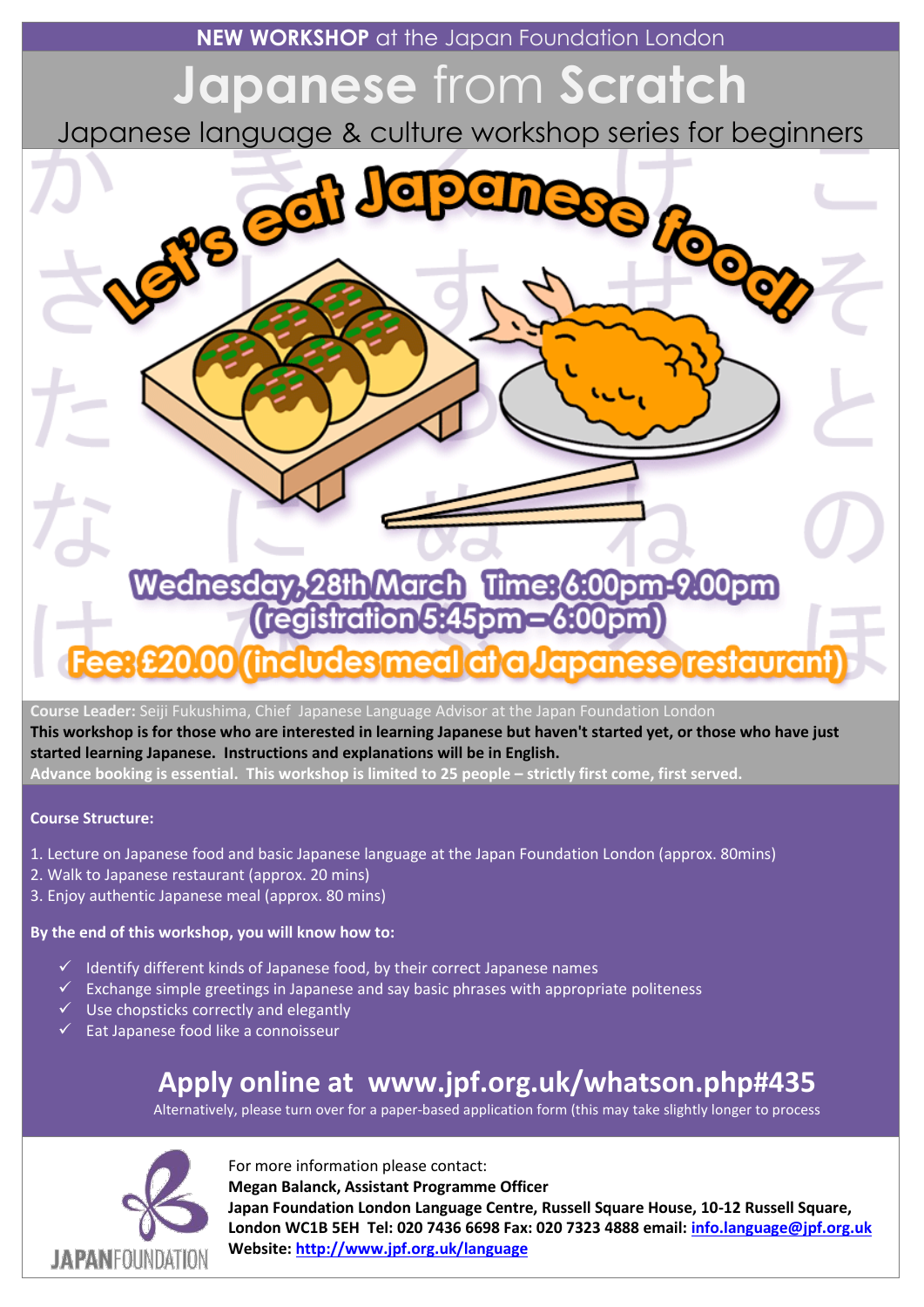**NEW WORKSHOP** at the Japan Foundation London

# Japanese from Scratch

## Japanese language & culture workshop series for beginners

## Let's eat Japanese food!

**Wednesday, 28th March Time: 6:00pm-9.00pm (registration 5:45pm – 6:00pm)**

**Fee: £20.00 (includes meal at a Japanese restaurant)**

**Course Leader:** Seiji Fukushima, Chief Japanese Language Advisor at the Japan Foundation London

**This workshop is for those who are interested in learning Japanese but haven't started yet, or those who have just started learning Japanese. Instructions and explanations will be in English.**

**Advance booking is essential. This workshop is limited to 25 people – strictly first come, first served.**

**Course Structure:**

1. Lecture on Japanese food and basic Japanese language at the Japan Foundation London (approx. 80mins)
2. Walk to Japanese restaurant (approx. 20 mins)
3. Enjoy authentic Japanese meal (approx. 80 mins)

**By the end of this workshop, you will know how to:**

- ✓ Identify different kinds of Japanese food, by their correct Japanese names
- ✓ Exchange simple greetings in Japanese and say basic phrases with appropriate politeness
- ✓ Use chopsticks correctly and elegantly
- ✓ Eat Japanese food like a connoisseur

## Apply online at www.jpf.org.uk/whatson.php#435

Alternatively, please turn over for a paper-based application form (this may take slightly longer to process

JAPANFOUNDATION

For more information please contact:
**Megan Balanck, Assistant Programme Officer**
**Japan Foundation London Language Centre, Russell Square House, 10-12 Russell Square, London WC1B 5EH Tel: 020 7436 6698 Fax: 020 7323 4888 email: info.language@jpf.org.uk**
**Website: http://www.jpf.org.uk/language**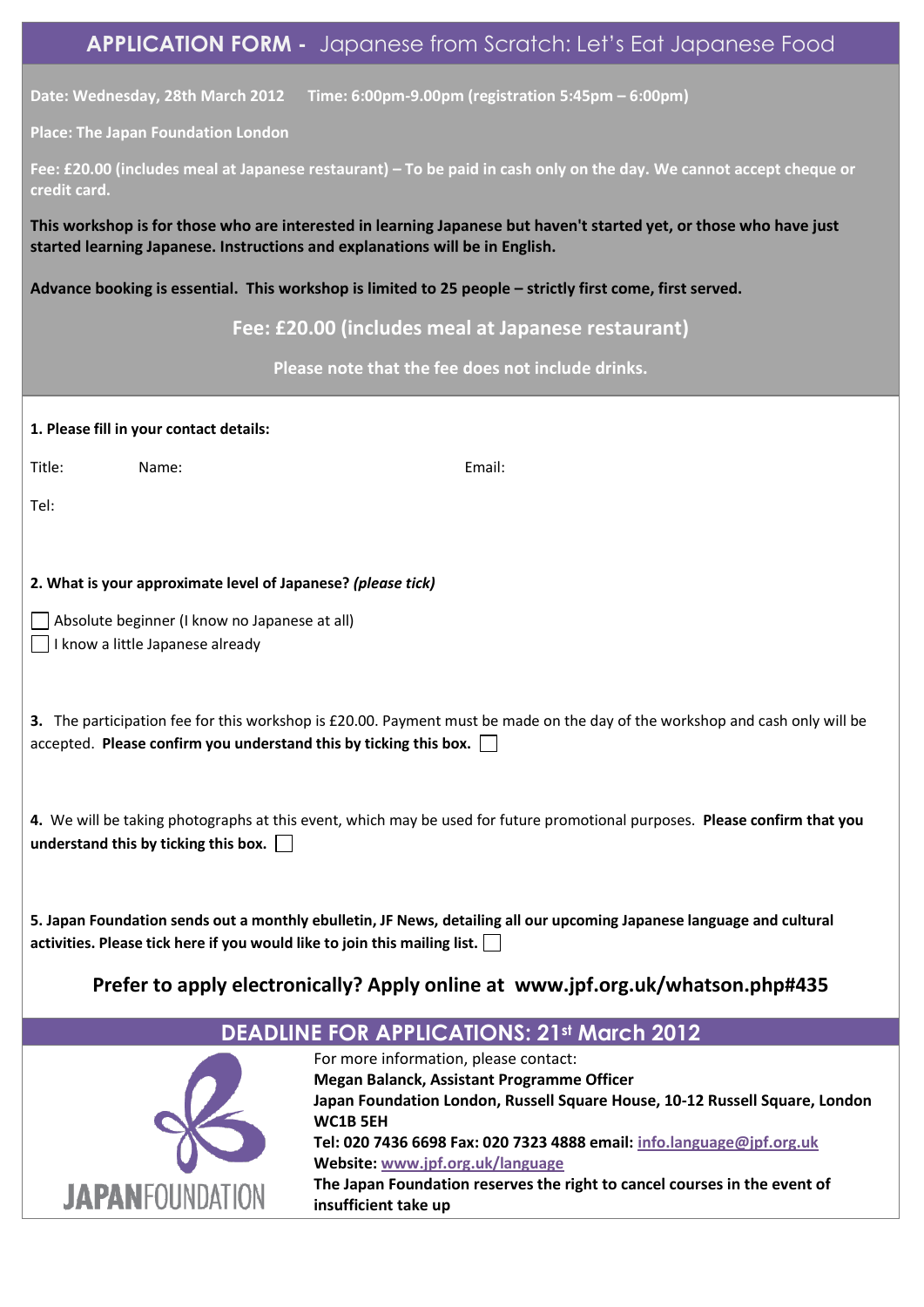# APPLICATION FORM - Japanese from Scratch: Let's Eat Japanese Food

**Date: Wednesday, 28th March 2012 Time: 6:00pm-9.00pm (registration 5:45pm – 6:00pm)**

**Place: The Japan Foundation London**

**Fee: £20.00 (includes meal at Japanese restaurant) – To be paid in cash only on the day. We cannot accept cheque or credit card.**

**This workshop is for those who are interested in learning Japanese but haven't started yet, or those who have just started learning Japanese. Instructions and explanations will be in English.**

**Advance booking is essential. This workshop is limited to 25 people – strictly first come, first served.**

**Fee: £20.00 (includes meal at Japanese restaurant)**

**Please note that the fee does not include drinks.**

**1. Please fill in your contact details:**

Title: Name: Email:

Tel:

**2. What is your approximate level of Japanese?** ***(please tick)***

☐ Absolute beginner (I know no Japanese at all)

☐ I know a little Japanese already

**3.** The participation fee for this workshop is £20.00. Payment must be made on the day of the workshop and cash only will be accepted. **Please confirm you understand this by ticking this box.** ☐

**4.** We will be taking photographs at this event, which may be used for future promotional purposes. **Please confirm that you understand this by ticking this box.** ☐

**5. Japan Foundation sends out a monthly ebulletin, JF News, detailing all our upcoming Japanese language and cultural activities. Please tick here if you would like to join this mailing list.** ☐

## Prefer to apply electronically? Apply online at www.jpf.org.uk/whatson.php#435

## DEADLINE FOR APPLICATIONS: 21st March 2012

JAPANFOUNDATION

For more information, please contact:
**Megan Balanck, Assistant Programme Officer**
**Japan Foundation London, Russell Square House, 10-12 Russell Square, London WC1B 5EH**
**Tel: 020 7436 6698 Fax: 020 7323 4888 email: info.language@jpf.org.uk**
**Website: www.jpf.org.uk/language**
**The Japan Foundation reserves the right to cancel courses in the event of insufficient take up**